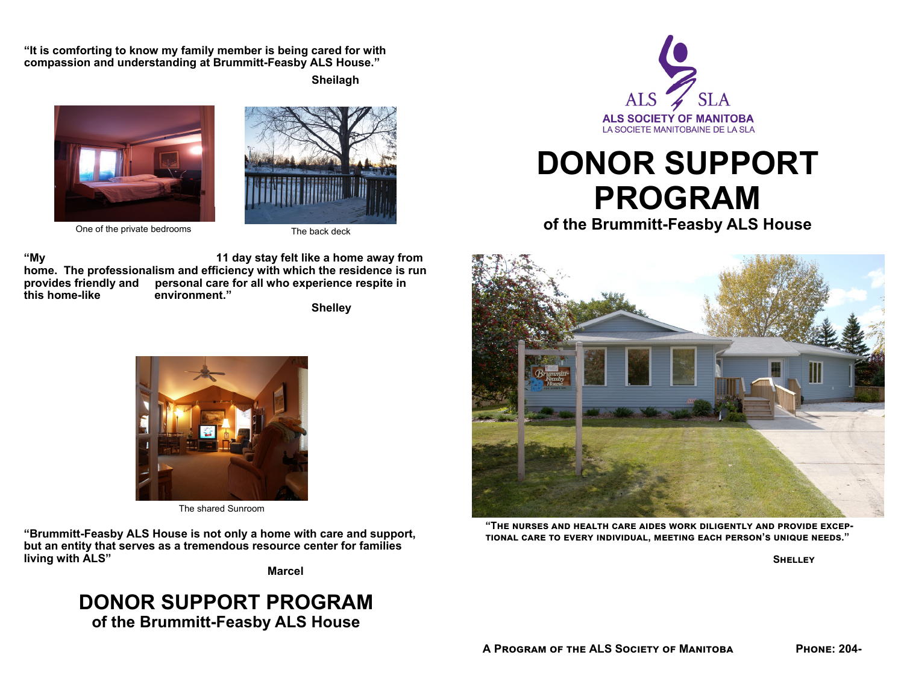"It is comforting to know my family member is being cared for with compassion and understanding at Brummitt-Feasby ALS House."

**Sheilagh**

One of the private bedrooms

The back deck

"My 11 day stay felt like a home away from home. The professionalism and efficiency with which the residence is run provides friendly and personal care for all who experience respite in this home-like environment."

**Shelley**

The shared Sunroom

"Brummitt-Feasby ALS House is not only a home with care and support, but an entity that serves as a tremendous resource center for families living with ALS"

**Marcel**

## DONOR SUPPORT PROGRAM
### of the Brummitt-Feasby ALS House

ALS SLA

**ALS SOCIETY OF MANITOBA**

LA SOCIETE MANITOBAINE DE LA SLA

# DONOR SUPPORT PROGRAM

### of the Brummitt-Feasby ALS House

"The nurses and health care aides work diligently and provide exceptional care to every individual, meeting each person's unique needs."

**Shelley**

A Program of the ALS Society of Manitoba

Phone: 204-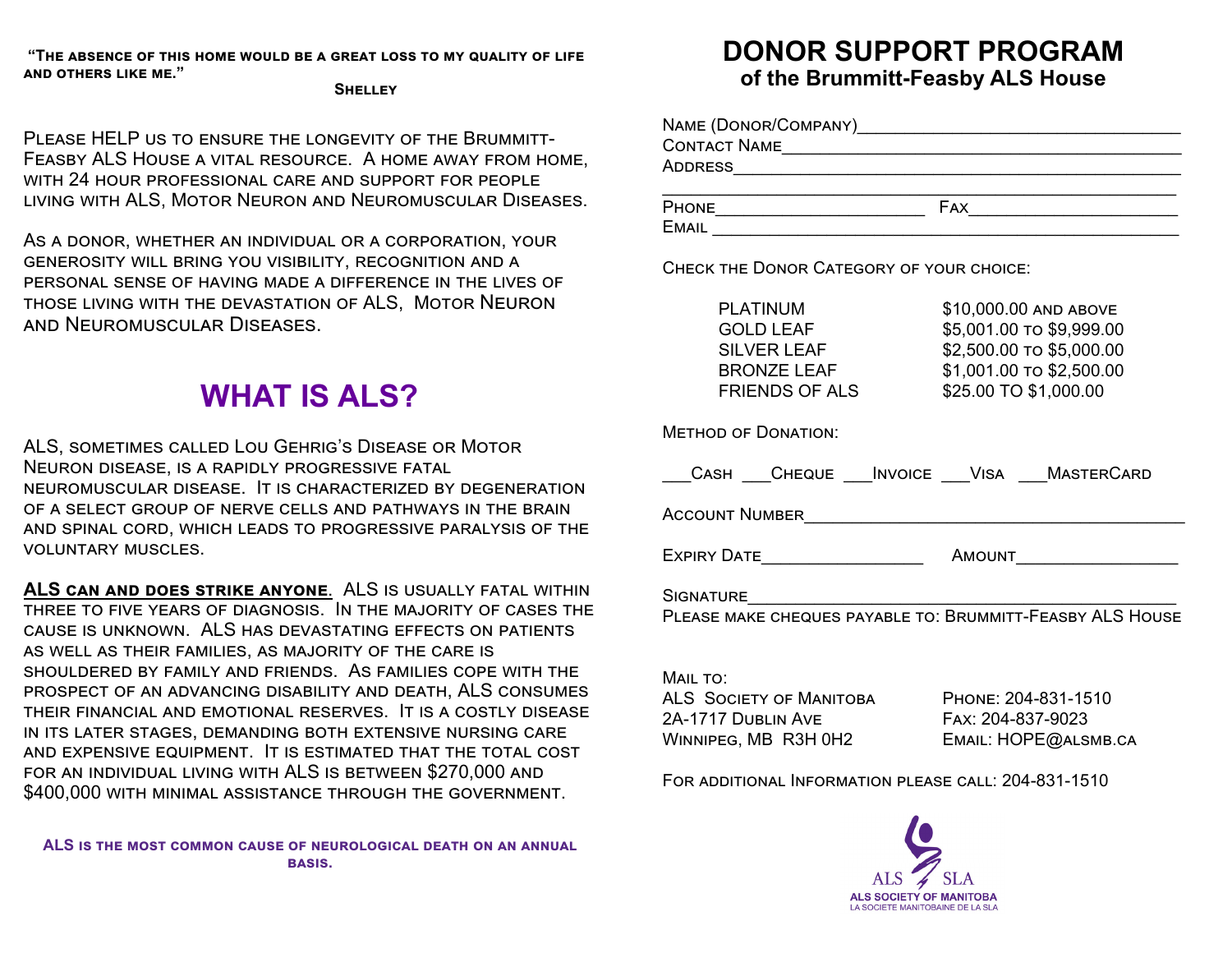"The absence of this home would be a great loss to my quality of life and others like me."

**Shelley**

Please HELP us to ensure the longevity of the Brummitt-Feasby ALS House a vital resource. A home away from home, with 24 hour professional care and support for people living with ALS, Motor Neuron and Neuromuscular Diseases.

As a donor, whether an individual or a corporation, your generosity will bring you visibility, recognition and a personal sense of having made a difference in the lives of those living with the devastation of ALS, Motor Neuron and Neuromuscular Diseases.

## WHAT IS ALS?

ALS, sometimes called Lou Gehrig's Disease or Motor Neuron disease, is a rapidly progressive fatal neuromuscular disease. It is characterized by degeneration of a select group of nerve cells and pathways in the brain and spinal cord, which leads to progressive paralysis of the voluntary muscles.

**ALS can and does strike anyone**. ALS is usually fatal within three to five years of diagnosis. In the majority of cases the cause is unknown. ALS has devastating effects on patients as well as their families, as majority of the care is shouldered by family and friends. As families cope with the prospect of an advancing disability and death, ALS consumes their financial and emotional reserves. It is a costly disease in its later stages, demanding both extensive nursing care and expensive equipment. It is estimated that the total cost for an individual living with ALS is between $270,000 and $400,000 with minimal assistance through the government.

**ALS is the most common cause of neurological death on an annual basis.**

# DONOR SUPPORT PROGRAM

## of the Brummitt-Feasby ALS House

Name (Donor/Company)_______________________________

Contact Name_______________________________

Address_______________________________

_______________________________

Phone____________________ Fax____________________

Email _______________________________

Check the Donor Category of your choice:

| | |
|---|---|
| PLATINUM | $10,000.00 and above |
| GOLD LEAF | $5,001.00 to $9,999.00 |
| SILVER LEAF | $2,500.00 to $5,000.00 |
| BRONZE LEAF | $1,001.00 to $2,500.00 |
| FRIENDS OF ALS | $25.00 TO $1,000.00 |

Method of Donation:

___Cash ___Cheque ___Invoice ___Visa ___MasterCard

Account Number_______________________________

Expiry Date________________ Amount________________

Signature_______________________________

Please make cheques payable to: Brummitt-Feasby ALS House

Mail to:
ALS Society of Manitoba
2A-1717 Dublin Ave
Winnipeg, MB R3H 0H2

Phone: 204-831-1510
Fax: 204-837-9023
Email: HOPE@alsmb.ca

For additional Information please call: 204-831-1510

ALS SLA
ALS SOCIETY OF MANITOBA
LA SOCIETE MANITOBAINE DE LA SLA